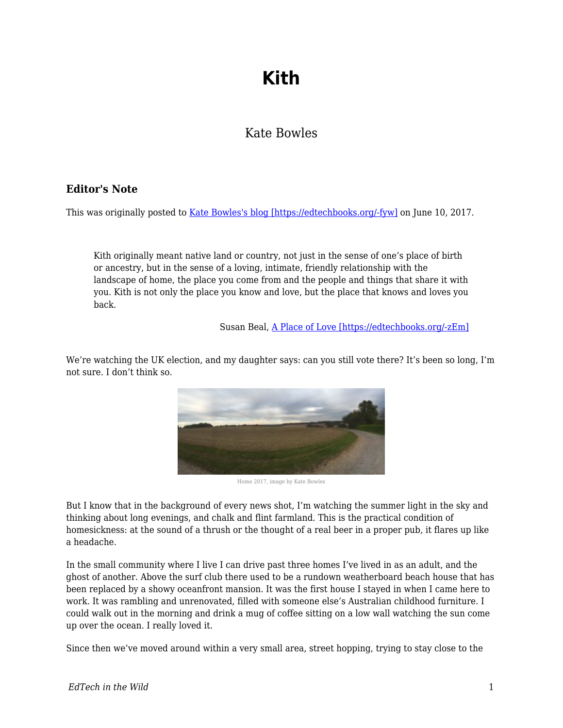# Kith

Kate Bowles

### Editor's Note

This was originally posted to [Kate Bowles's blog [https://edtechbooks.org/-fyw]](https://edtechbooks.org/-fyw) on June 10, 2017.

> Kith originally meant native land or country, not just in the sense of one's place of birth or ancestry, but in the sense of a loving, intimate, friendly relationship with the landscape of home, the place you come from and the people and things that share it with you. Kith is not only the place you know and love, but the place that knows and loves you back.
>
> Susan Beal, [A Place of Love [https://edtechbooks.org/-zEm]](https://edtechbooks.org/-zEm)

We're watching the UK election, and my daughter says: can you still vote there? It's been so long, I'm not sure. I don't think so.

Home 2017, image by Kate Bowles

But I know that in the background of every news shot, I'm watching the summer light in the sky and thinking about long evenings, and chalk and flint farmland. This is the practical condition of homesickness: at the sound of a thrush or the thought of a real beer in a proper pub, it flares up like a headache.

In the small community where I live I can drive past three homes I've lived in as an adult, and the ghost of another. Above the surf club there used to be a rundown weatherboard beach house that has been replaced by a showy oceanfront mansion. It was the first house I stayed in when I came here to work. It was rambling and unrenovated, filled with someone else's Australian childhood furniture. I could walk out in the morning and drink a mug of coffee sitting on a low wall watching the sun come up over the ocean. I really loved it.

Since then we've moved around within a very small area, street hopping, trying to stay close to the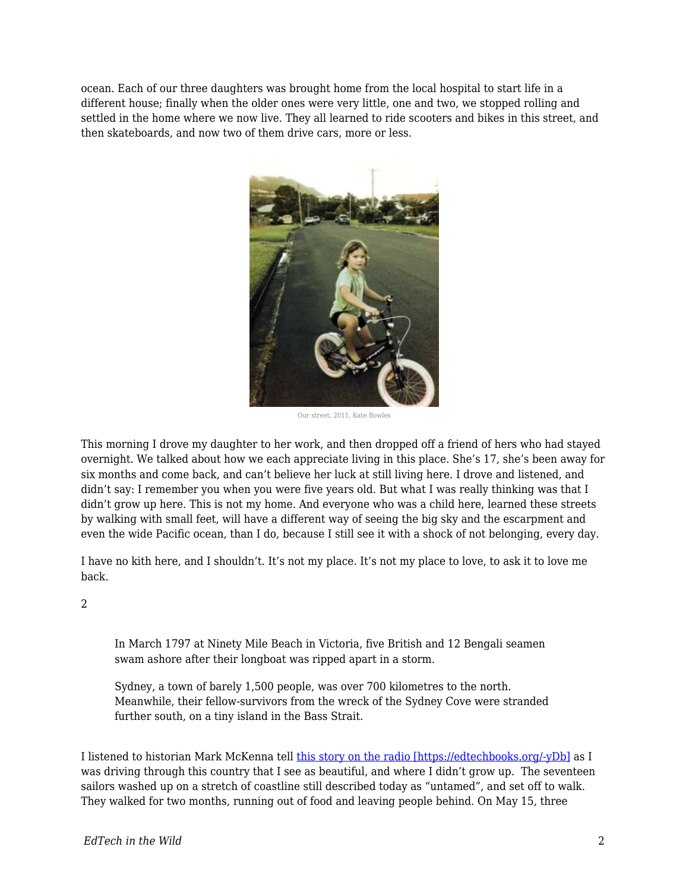ocean. Each of our three daughters was brought home from the local hospital to start life in a different house; finally when the older ones were very little, one and two, we stopped rolling and settled in the home where we now live. They all learned to ride scooters and bikes in this street, and then skateboards, and now two of them drive cars, more or less.

Our street, 2011, Kate Bowles

This morning I drove my daughter to her work, and then dropped off a friend of hers who had stayed overnight. We talked about how we each appreciate living in this place. She's 17, she's been away for six months and come back, and can't believe her luck at still living here. I drove and listened, and didn't say: I remember you when you were five years old. But what I was really thinking was that I didn't grow up here. This is not my home. And everyone who was a child here, learned these streets by walking with small feet, will have a different way of seeing the big sky and the escarpment and even the wide Pacific ocean, than I do, because I still see it with a shock of not belonging, every day.

I have no kith here, and I shouldn't. It's not my place. It's not my place to love, to ask it to love me back.

2

> In March 1797 at Ninety Mile Beach in Victoria, five British and 12 Bengali seamen swam ashore after their longboat was ripped apart in a storm.
>
> Sydney, a town of barely 1,500 people, was over 700 kilometres to the north. Meanwhile, their fellow-survivors from the wreck of the Sydney Cove were stranded further south, on a tiny island in the Bass Strait.

I listened to historian Mark McKenna tell [this story on the radio [https://edtechbooks.org/-yDb]](https://edtechbooks.org/-yDb) as I was driving through this country that I see as beautiful, and where I didn't grow up. The seventeen sailors washed up on a stretch of coastline still described today as "untamed", and set off to walk. They walked for two months, running out of food and leaving people behind. On May 15, three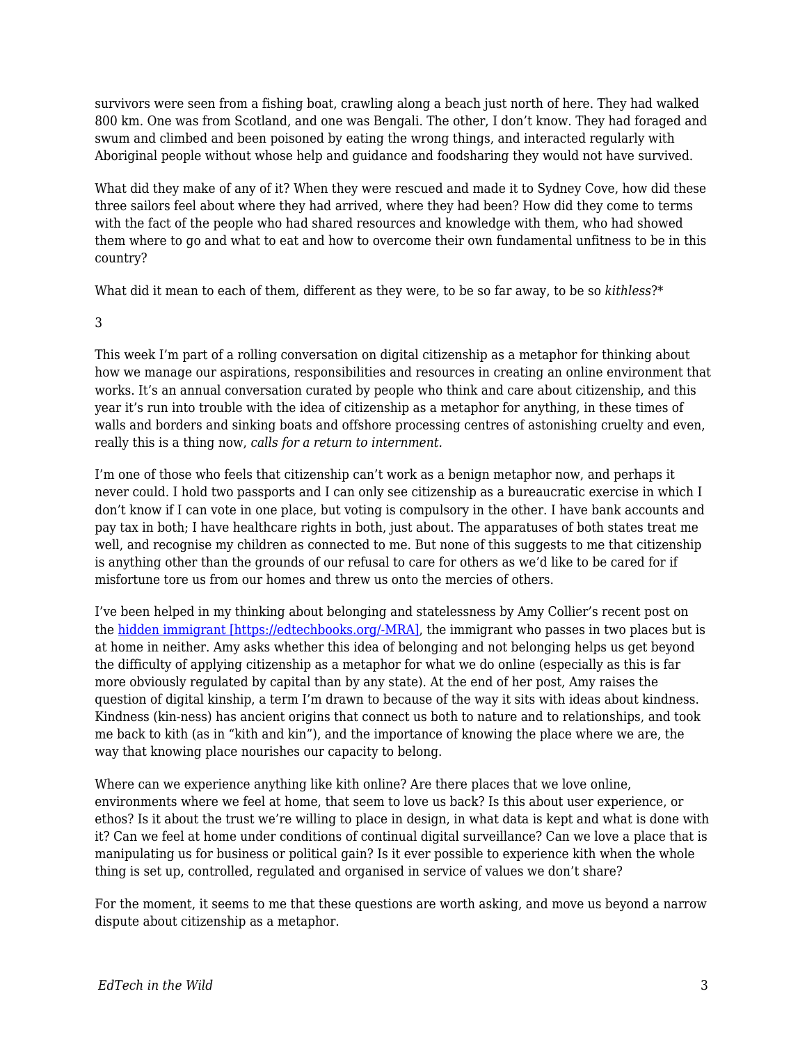survivors were seen from a fishing boat, crawling along a beach just north of here. They had walked 800 km. One was from Scotland, and one was Bengali. The other, I don't know. They had foraged and swum and climbed and been poisoned by eating the wrong things, and interacted regularly with Aboriginal people without whose help and guidance and foodsharing they would not have survived.

What did they make of any of it? When they were rescued and made it to Sydney Cove, how did these three sailors feel about where they had arrived, where they had been? How did they come to terms with the fact of the people who had shared resources and knowledge with them, who had showed them where to go and what to eat and how to overcome their own fundamental unfitness to be in this country?

What did it mean to each of them, different as they were, to be so far away, to be so *kithless*?*

3

This week I'm part of a rolling conversation on digital citizenship as a metaphor for thinking about how we manage our aspirations, responsibilities and resources in creating an online environment that works. It's an annual conversation curated by people who think and care about citizenship, and this year it's run into trouble with the idea of citizenship as a metaphor for anything, in these times of walls and borders and sinking boats and offshore processing centres of astonishing cruelty and even, really this is a thing now, *calls for a return to internment.*

I'm one of those who feels that citizenship can't work as a benign metaphor now, and perhaps it never could. I hold two passports and I can only see citizenship as a bureaucratic exercise in which I don't know if I can vote in one place, but voting is compulsory in the other. I have bank accounts and pay tax in both; I have healthcare rights in both, just about. The apparatuses of both states treat me well, and recognise my children as connected to me. But none of this suggests to me that citizenship is anything other than the grounds of our refusal to care for others as we'd like to be cared for if misfortune tore us from our homes and threw us onto the mercies of others.

I've been helped in my thinking about belonging and statelessness by Amy Collier's recent post on the [hidden immigrant [https://edtechbooks.org/-MRA]](https://edtechbooks.org/-MRA), the immigrant who passes in two places but is at home in neither. Amy asks whether this idea of belonging and not belonging helps us get beyond the difficulty of applying citizenship as a metaphor for what we do online (especially as this is far more obviously regulated by capital than by any state). At the end of her post, Amy raises the question of digital kinship, a term I'm drawn to because of the way it sits with ideas about kindness. Kindness (kin-ness) has ancient origins that connect us both to nature and to relationships, and took me back to kith (as in "kith and kin"), and the importance of knowing the place where we are, the way that knowing place nourishes our capacity to belong.

Where can we experience anything like kith online? Are there places that we love online, environments where we feel at home, that seem to love us back? Is this about user experience, or ethos? Is it about the trust we're willing to place in design, in what data is kept and what is done with it? Can we feel at home under conditions of continual digital surveillance? Can we love a place that is manipulating us for business or political gain? Is it ever possible to experience kith when the whole thing is set up, controlled, regulated and organised in service of values we don't share?

For the moment, it seems to me that these questions are worth asking, and move us beyond a narrow dispute about citizenship as a metaphor.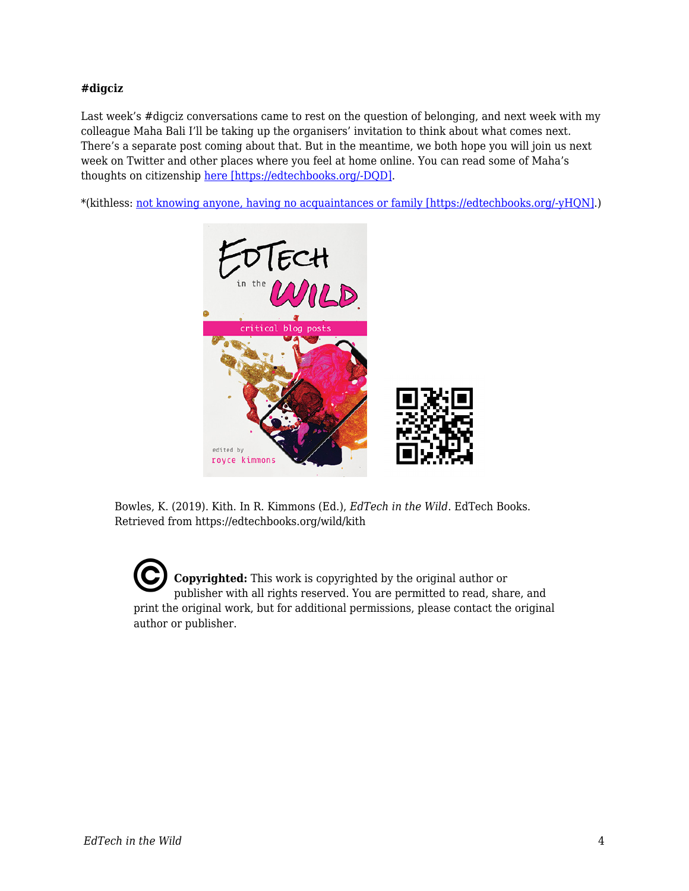**#digciz**

Last week's #digciz conversations came to rest on the question of belonging, and next week with my colleague Maha Bali I'll be taking up the organisers' invitation to think about what comes next. There's a separate post coming about that. But in the meantime, we both hope you will join us next week on Twitter and other places where you feel at home online. You can read some of Maha's thoughts on citizenship [here [https://edtechbooks.org/-DQD]](https://edtechbooks.org/-DQD).

*(kithless: [not knowing anyone, having no acquaintances or family [https://edtechbooks.org/-yHQN]](https://edtechbooks.org/-yHQN).)

Bowles, K. (2019). Kith. In R. Kimmons (Ed.), *EdTech in the Wild*. EdTech Books. Retrieved from https://edtechbooks.org/wild/kith

**Copyrighted:** This work is copyrighted by the original author or publisher with all rights reserved. You are permitted to read, share, and print the original work, but for additional permissions, please contact the original author or publisher.